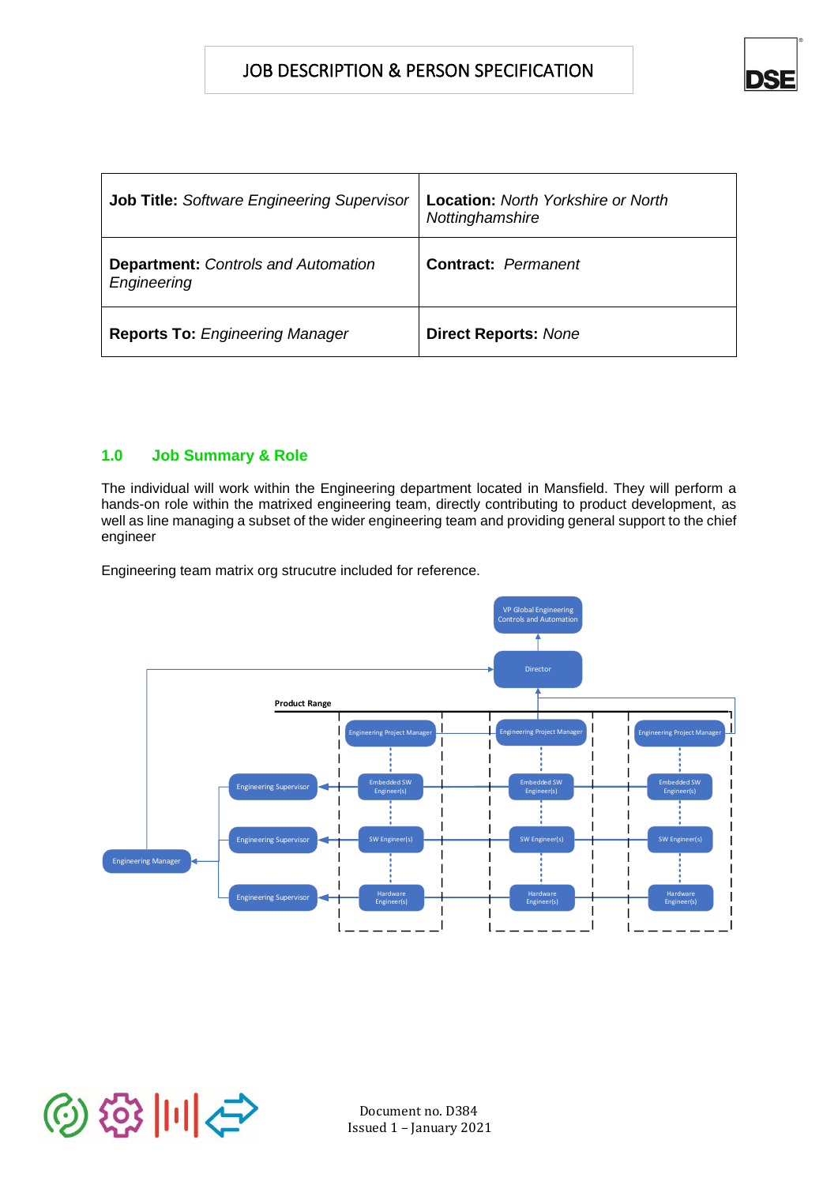# JOB DESCRIPTION & PERSON SPECIFICATION

| | |
|---|---|
| **Job Title:** *Software Engineering Supervisor* | **Location:** *North Yorkshire or North Nottinghamshire* |
| **Department:** *Controls and Automation Engineering* | **Contract:** *Permanent* |
| **Reports To:** *Engineering Manager* | **Direct Reports:** *None* |

## 1.0 Job Summary & Role

The individual will work within the Engineering department located in Mansfield. They will perform a hands-on role within the matrixed engineering team, directly contributing to product development, as well as line managing a subset of the wider engineering team and providing general support to the chief engineer

Engineering team matrix org strucutre included for reference.

Document no. D384
Issued 1 – January 2021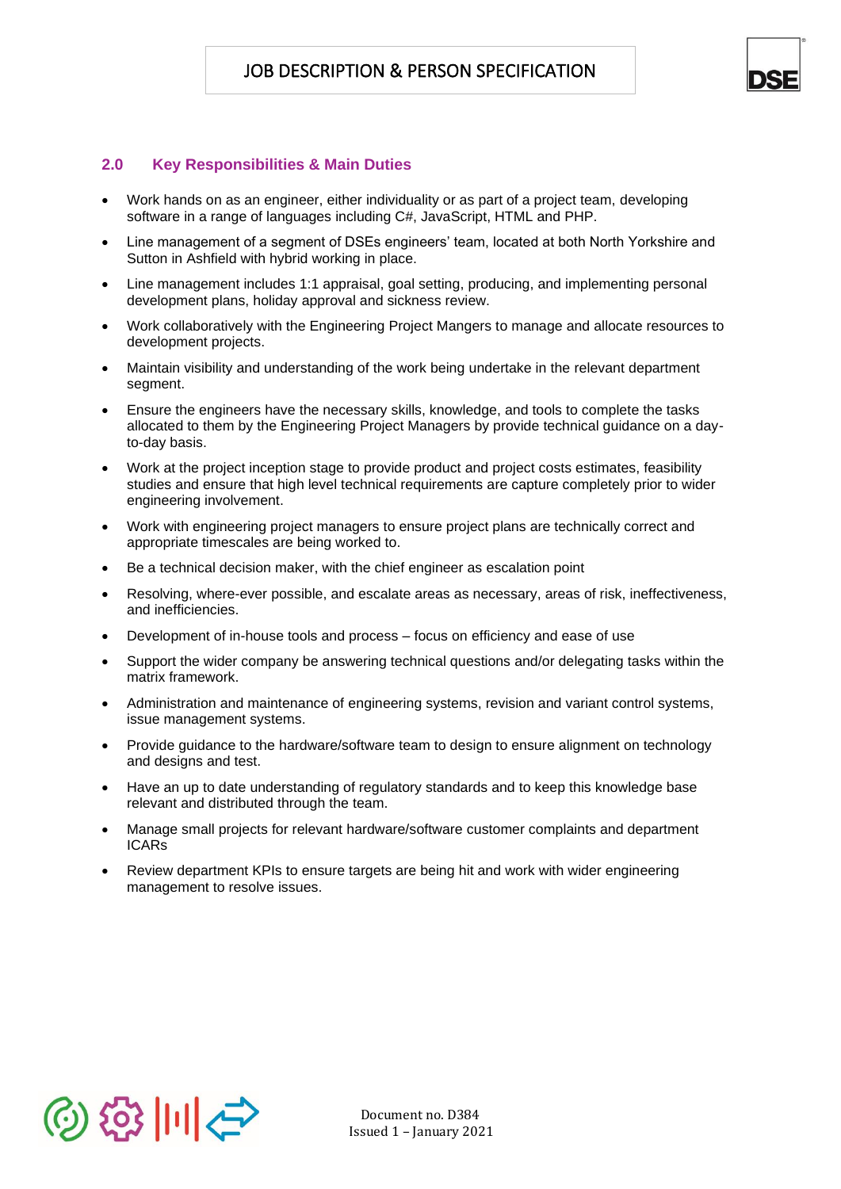## 2.0 Key Responsibilities & Main Duties

- Work hands on as an engineer, either individuality or as part of a project team, developing software in a range of languages including C#, JavaScript, HTML and PHP.
- Line management of a segment of DSEs engineers' team, located at both North Yorkshire and Sutton in Ashfield with hybrid working in place.
- Line management includes 1:1 appraisal, goal setting, producing, and implementing personal development plans, holiday approval and sickness review.
- Work collaboratively with the Engineering Project Mangers to manage and allocate resources to development projects.
- Maintain visibility and understanding of the work being undertake in the relevant department segment.
- Ensure the engineers have the necessary skills, knowledge, and tools to complete the tasks allocated to them by the Engineering Project Managers by provide technical guidance on a day-to-day basis.
- Work at the project inception stage to provide product and project costs estimates, feasibility studies and ensure that high level technical requirements are capture completely prior to wider engineering involvement.
- Work with engineering project managers to ensure project plans are technically correct and appropriate timescales are being worked to.
- Be a technical decision maker, with the chief engineer as escalation point
- Resolving, where-ever possible, and escalate areas as necessary, areas of risk, ineffectiveness, and inefficiencies.
- Development of in-house tools and process – focus on efficiency and ease of use
- Support the wider company be answering technical questions and/or delegating tasks within the matrix framework.
- Administration and maintenance of engineering systems, revision and variant control systems, issue management systems.
- Provide guidance to the hardware/software team to design to ensure alignment on technology and designs and test.
- Have an up to date understanding of regulatory standards and to keep this knowledge base relevant and distributed through the team.
- Manage small projects for relevant hardware/software customer complaints and department ICARs
- Review department KPIs to ensure targets are being hit and work with wider engineering management to resolve issues.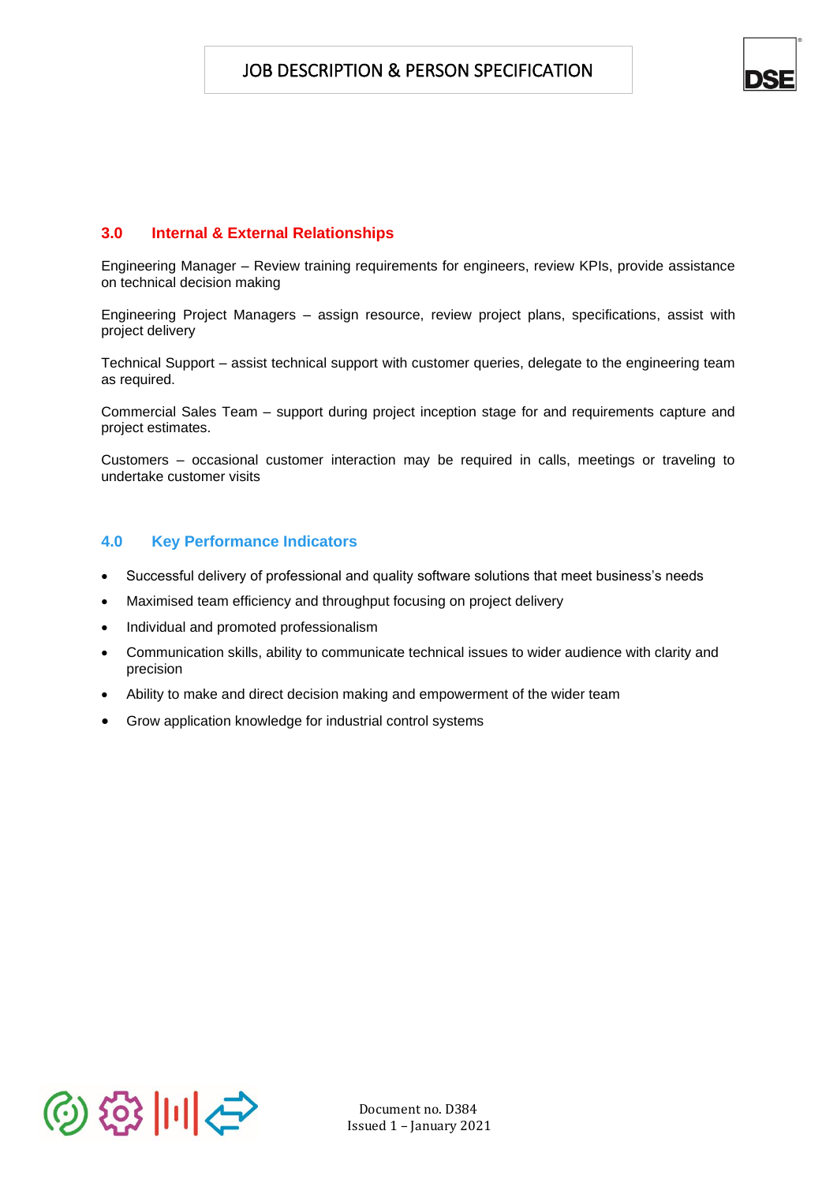## 3.0 Internal & External Relationships

Engineering Manager – Review training requirements for engineers, review KPIs, provide assistance on technical decision making

Engineering Project Managers – assign resource, review project plans, specifications, assist with project delivery

Technical Support – assist technical support with customer queries, delegate to the engineering team as required.

Commercial Sales Team – support during project inception stage for and requirements capture and project estimates.

Customers – occasional customer interaction may be required in calls, meetings or traveling to undertake customer visits

## 4.0 Key Performance Indicators

- Successful delivery of professional and quality software solutions that meet business's needs
- Maximised team efficiency and throughput focusing on project delivery
- Individual and promoted professionalism
- Communication skills, ability to communicate technical issues to wider audience with clarity and precision
- Ability to make and direct decision making and empowerment of the wider team
- Grow application knowledge for industrial control systems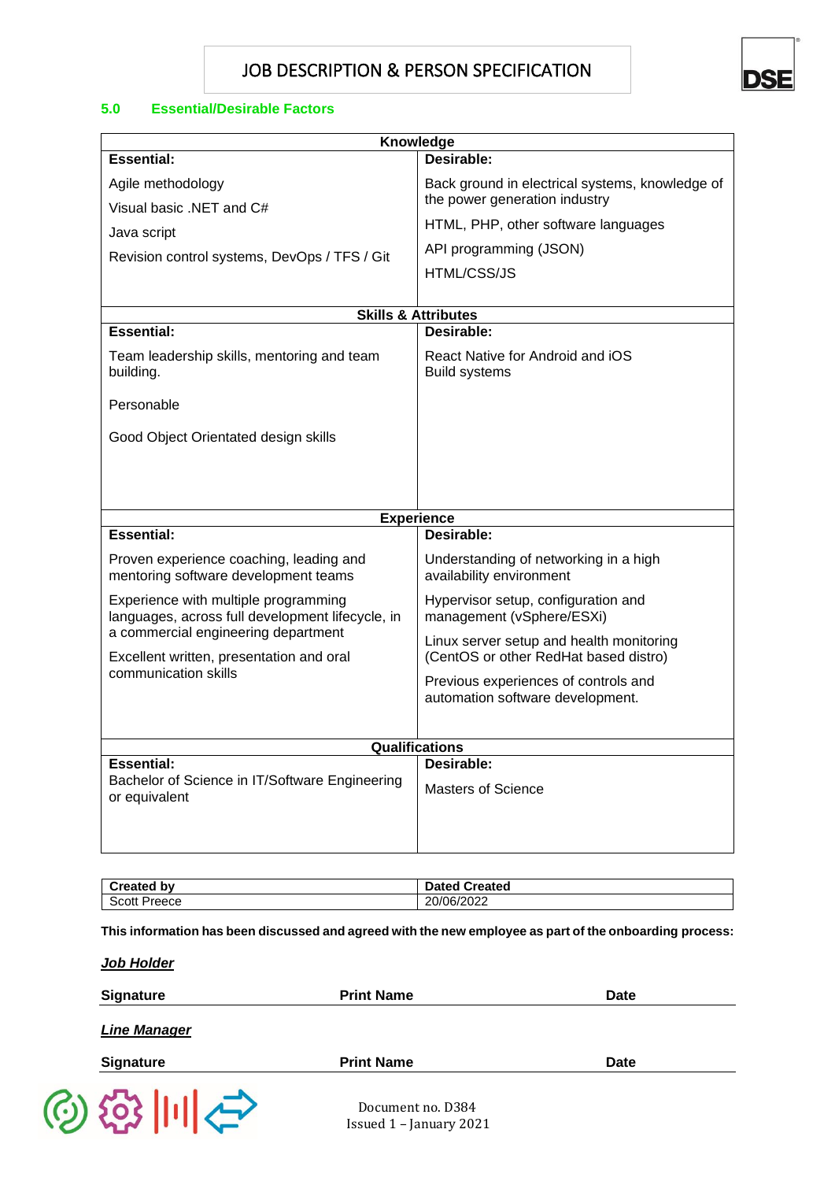## 5.0 Essential/Desirable Factors

| Knowledge | |
|---|---|
| **Essential:** | **Desirable:** |
| Agile methodology<br>Visual basic .NET and C#<br>Java script<br>Revision control systems, DevOps / TFS / Git | Back ground in electrical systems, knowledge of the power generation industry<br>HTML, PHP, other software languages<br>API programming (JSON)<br>HTML/CSS/JS |

| Skills & Attributes | |
|---|---|
| **Essential:** | **Desirable:** |
| Team leadership skills, mentoring and team building.<br>Personable<br>Good Object Orientated design skills | React Native for Android and iOS<br>Build systems |

| Experience | |
|---|---|
| **Essential:** | **Desirable:** |
| Proven experience coaching, leading and mentoring software development teams<br>Experience with multiple programming languages, across full development lifecycle, in a commercial engineering department<br>Excellent written, presentation and oral communication skills | Understanding of networking in a high availability environment<br>Hypervisor setup, configuration and management (vSphere/ESXi)<br>Linux server setup and health monitoring (CentOS or other RedHat based distro)<br>Previous experiences of controls and automation software development. |

| Qualifications | |
|---|---|
| **Essential:** | **Desirable:** |
| Bachelor of Science in IT/Software Engineering or equivalent | Masters of Science |

| **Created by** | **Dated Created** |
|---|---|
| Scott Preece | 20/06/2022 |

**This information has been discussed and agreed with the new employee as part of the onboarding process:**

***Job Holder***

| **Signature** | **Print Name** | **Date** |
|---|---|---|

***Line Manager***

| **Signature** | **Print Name** | **Date** |
|---|---|---|

Document no. D384
Issued 1 – January 2021